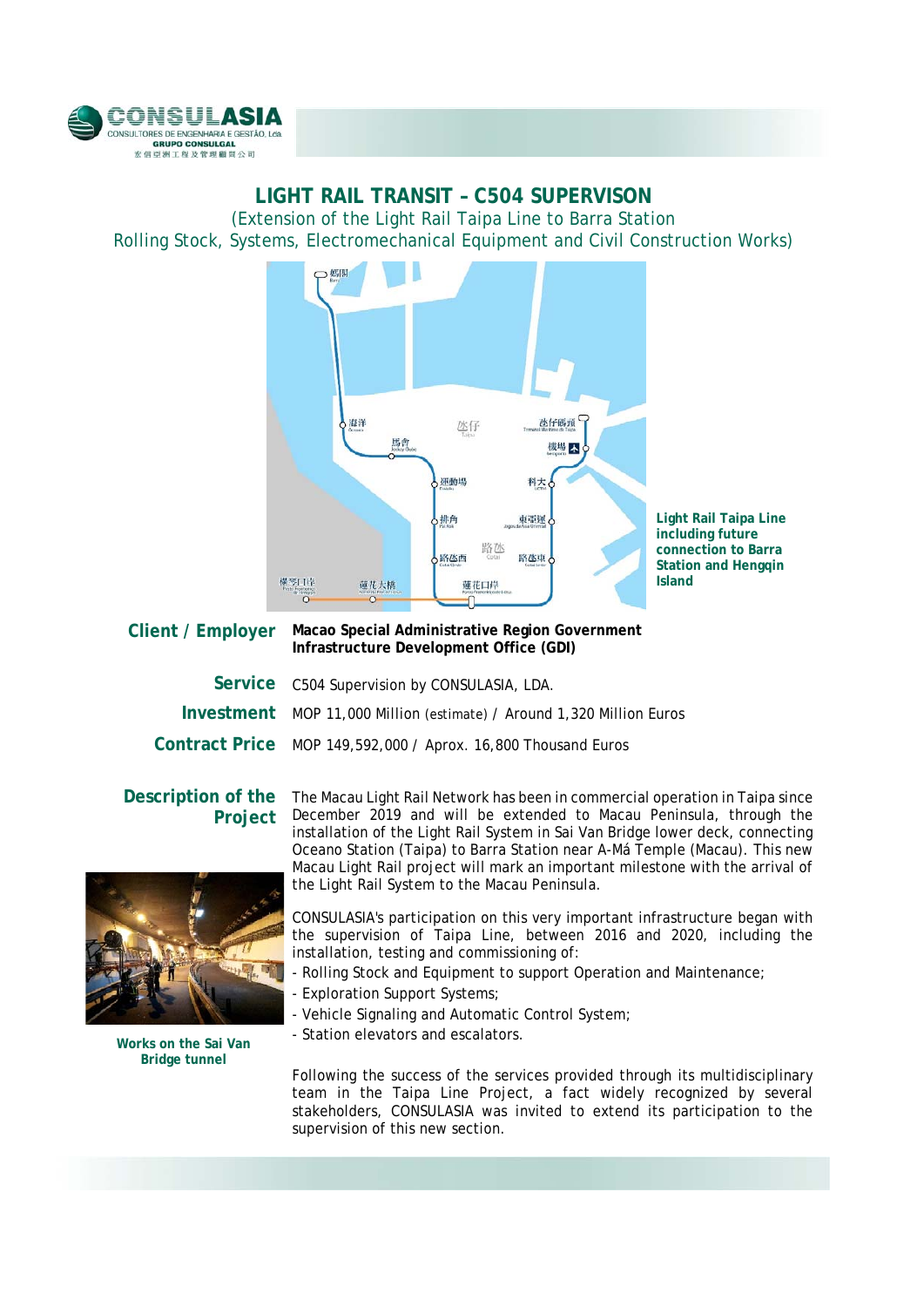# LIGHT RAIL TRANSIT – C504 SUPERVISON

(Extension of the Light Rail Taipa Line to Barra Station
Rolling Stock, Systems, Electromechanical Equipment and Civil Construction Works)

**Light Rail Taipa Line including future connection to Barra Station and Hengqin Island**

**Client / Employer** — **Macao Special Administrative Region Government Infrastructure Development Office (GDI)**

**Service** — C504 Supervision by CONSULASIA, LDA.

**Investment** — MOP 11,000 Million (estimate) / Around 1,320 Million Euros

**Contract Price** — MOP 149,592,000 / Aprox. 16,800 Thousand Euros

## Description of the Project

The Macau Light Rail Network has been in commercial operation in Taipa since December 2019 and will be extended to Macau Peninsula, through the installation of the Light Rail System in Sai Van Bridge lower deck, connecting Oceano Station (Taipa) to Barra Station near A-Má Temple (Macau). This new Macau Light Rail project will mark an important milestone with the arrival of the Light Rail System to the Macau Peninsula.

CONSULASIA's participation on this very important infrastructure began with the supervision of Taipa Line, between 2016 and 2020, including the installation, testing and commissioning of:

- Rolling Stock and Equipment to support Operation and Maintenance;
- Exploration Support Systems;
- Vehicle Signaling and Automatic Control System;
- Station elevators and escalators.

Following the success of the services provided through its multidisciplinary team in the Taipa Line Project, a fact widely recognized by several stakeholders, CONSULASIA was invited to extend its participation to the supervision of this new section.

**Works on the Sai Van Bridge tunnel**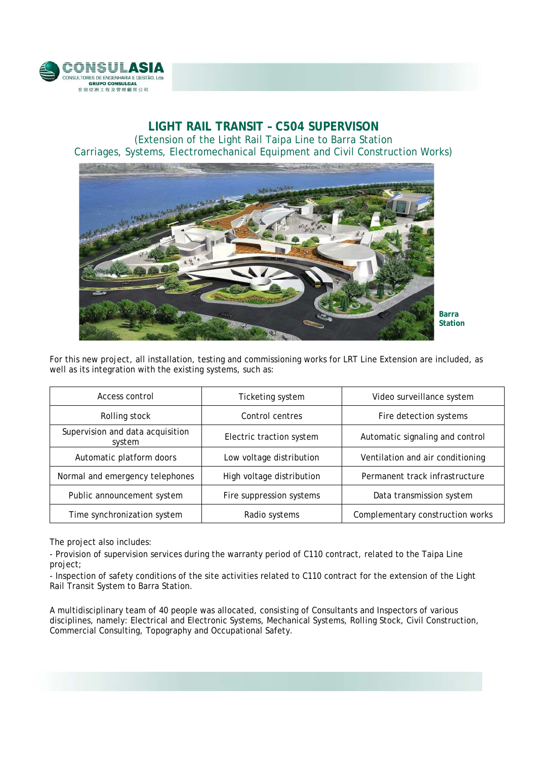# LIGHT RAIL TRANSIT – C504 SUPERVISON

(Extension of the Light Rail Taipa Line to Barra Station
Carriages, Systems, Electromechanical Equipment and Civil Construction Works)

**Barra Station**

For this new project, all installation, testing and commissioning works for LRT Line Extension are included, as well as its integration with the existing systems, such as:

| | | |
|---|---|---|
| Access control | Ticketing system | Video surveillance system |
| Rolling stock | Control centres | Fire detection systems |
| Supervision and data acquisition system | Electric traction system | Automatic signaling and control |
| Automatic platform doors | Low voltage distribution | Ventilation and air conditioning |
| Normal and emergency telephones | High voltage distribution | Permanent track infrastructure |
| Public announcement system | Fire suppression systems | Data transmission system |
| Time synchronization system | Radio systems | Complementary construction works |

The project also includes:

- Provision of supervision services during the warranty period of C110 contract, related to the Taipa Line project;
- Inspection of safety conditions of the site activities related to C110 contract for the extension of the Light Rail Transit System to Barra Station.

A multidisciplinary team of 40 people was allocated, consisting of Consultants and Inspectors of various disciplines, namely: Electrical and Electronic Systems, Mechanical Systems, Rolling Stock, Civil Construction, Commercial Consulting, Topography and Occupational Safety.